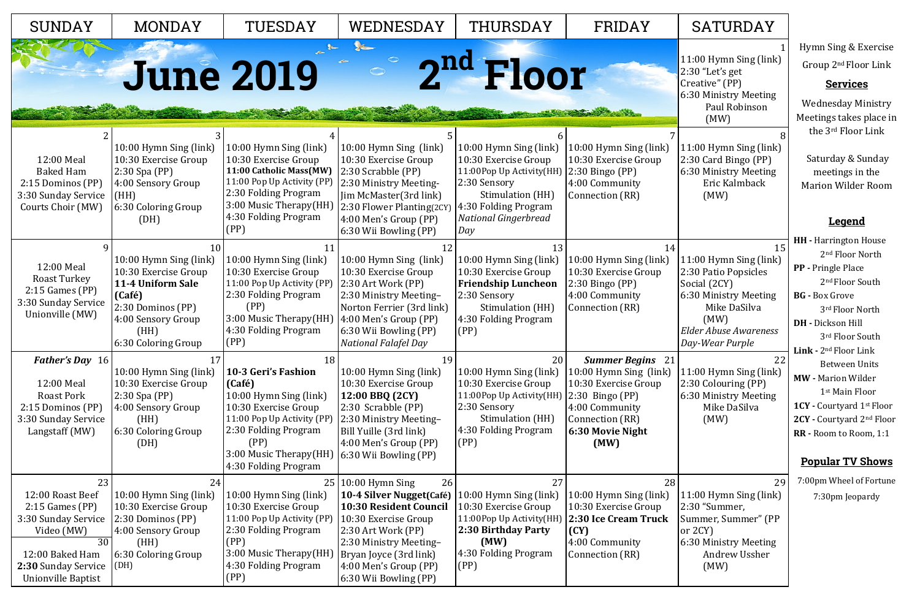# June 2019 2nd Floor

| SUNDAY | MONDAY | TUESDAY | WEDNESDAY | THURSDAY | FRIDAY | SATURDAY |
|---|---|---|---|---|---|---|
| | | | | | | 1<br>11:00 Hymn Sing (link)<br>2:30 "Let's get Creative" (PP)<br>6:30 Ministry Meeting Paul Robinson (MW) |
| 2<br>12:00 Meal Baked Ham<br>2:15 Dominos (PP)<br>3:30 Sunday Service Courts Choir (MW) | 3<br>10:00 Hymn Sing (link)<br>10:30 Exercise Group<br>2:30 Spa (PP)<br>4:00 Sensory Group (HH)<br>6:30 Coloring Group (DH) | 4<br>10:00 Hymn Sing (link)<br>10:30 Exercise Group<br>**11:00 Catholic Mass(MW)**<br>11:00 Pop Up Activity (PP)<br>2:30 Folding Program<br>3:00 Music Therapy(HH)<br>4:30 Folding Program (PP) | 5<br>10:00 Hymn Sing (link)<br>10:30 Exercise Group<br>2:30 Scrabble (PP)<br>2:30 Ministry Meeting- Jim McMaster(3rd link)<br>2:30 Flower Planting(2CY)<br>4:00 Men's Group (PP)<br>6:30 Wii Bowling (PP) | 6<br>10:00 Hymn Sing (link)<br>10:30 Exercise Group<br>11:00Pop Up Activity(HH)<br>2:30 Sensory Stimulation (HH)<br>4:30 Folding Program<br>*National Gingerbread Day* | 7<br>10:00 Hymn Sing (link)<br>10:30 Exercise Group<br>2:30 Bingo (PP)<br>4:00 Community Connection (RR) | 8<br>11:00 Hymn Sing (link)<br>2:30 Card Bingo (PP)<br>6:30 Ministry Meeting Eric Kalmback (MW) |
| 9<br>12:00 Meal Roast Turkey<br>2:15 Games (PP)<br>3:30 Sunday Service Unionville (MW) | 10<br>10:00 Hymn Sing (link)<br>10:30 Exercise Group<br>**11-4 Uniform Sale (Café)**<br>2:30 Dominos (PP)<br>4:00 Sensory Group (HH)<br>6:30 Coloring Group | 11<br>10:00 Hymn Sing (link)<br>10:30 Exercise Group<br>11:00 Pop Up Activity (PP)<br>2:30 Folding Program (PP)<br>3:00 Music Therapy(HH)<br>4:30 Folding Program (PP) | 12<br>10:00 Hymn Sing (link)<br>10:30 Exercise Group<br>2:30 Art Work (PP)<br>2:30 Ministry Meeting– Norton Ferrier (3rd link)<br>4:00 Men's Group (PP)<br>6:30 Wii Bowling (PP)<br>*National Falafel Day* | 13<br>10:00 Hymn Sing (link)<br>10:30 Exercise Group<br>**Friendship Luncheon**<br>2:30 Sensory Stimulation (HH)<br>4:30 Folding Program (PP) | 14<br>10:00 Hymn Sing (link)<br>10:30 Exercise Group<br>2:30 Bingo (PP)<br>4:00 Community Connection (RR) | 15<br>11:00 Hymn Sing (link)<br>2:30 Patio Popsicles Social (2CY)<br>6:30 Ministry Meeting Mike DaSilva (MW)<br>*Elder Abuse Awareness Day-Wear Purple* |
| ***Father's Day*** 16<br>12:00 Meal Roast Pork<br>2:15 Dominos (PP)<br>3:30 Sunday Service Langstaff (MW) | 17<br>10:00 Hymn Sing (link)<br>10:30 Exercise Group<br>2:30 Spa (PP)<br>4:00 Sensory Group (HH)<br>6:30 Coloring Group (DH) | 18<br>**10-3 Geri's Fashion (Café)**<br>10:00 Hymn Sing (link)<br>10:30 Exercise Group<br>11:00 Pop Up Activity (PP)<br>2:30 Folding Program (PP)<br>3:00 Music Therapy(HH)<br>4:30 Folding Program | 19<br>10:00 Hymn Sing (link)<br>10:30 Exercise Group<br>**12:00 BBQ (2CY)**<br>2:30 Scrabble (PP)<br>2:30 Ministry Meeting– Bill Yuille (3rd link)<br>4:00 Men's Group (PP)<br>6:30 Wii Bowling (PP) | 20<br>10:00 Hymn Sing (link)<br>10:30 Exercise Group<br>11:00Pop Up Activity(HH)<br>2:30 Sensory Stimulation (HH)<br>4:30 Folding Program (PP) | ***Summer Begins*** 21<br>10:00 Hymn Sing (link)<br>10:30 Exercise Group<br>2:30 Bingo (PP)<br>4:00 Community Connection (RR)<br>**6:30 Movie Night (MW)** | 22<br>11:00 Hymn Sing (link)<br>2:30 Colouring (PP)<br>6:30 Ministry Meeting Mike DaSilva (MW) |
| 23<br>12:00 Roast Beef<br>2:15 Games (PP)<br>3:30 Sunday Service Video (MW)<br>30<br>12:00 Baked Ham<br>**2:30** Sunday Service Unionville Baptist | 24<br>10:00 Hymn Sing (link)<br>10:30 Exercise Group<br>2:30 Dominos (PP)<br>4:00 Sensory Group (HH)<br>6:30 Coloring Group (DH) | 25<br>10:00 Hymn Sing (link)<br>10:30 Exercise Group<br>11:00 Pop Up Activity (PP)<br>2:30 Folding Program (PP)<br>3:00 Music Therapy(HH)<br>4:30 Folding Program (PP) | 26<br>10:00 Hymn Sing<br>**10-4 Silver Nugget(Café)**<br>**10:30 Resident Council**<br>10:30 Exercise Group<br>2:30 Art Work (PP)<br>2:30 Ministry Meeting– Bryan Joyce (3rd link)<br>4:00 Men's Group (PP)<br>6:30 Wii Bowling (PP) | 27<br>10:00 Hymn Sing (link)<br>10:30 Exercise Group<br>11:00Pop Up Activity(HH)<br>**2:30 Birthday Party (MW)**<br>4:30 Folding Program (PP) | 28<br>10:00 Hymn Sing (link)<br>10:30 Exercise Group<br>**2:30 Ice Cream Truck (CY)**<br>4:00 Community Connection (RR) | 29<br>11:00 Hymn Sing (link)<br>2:30 "Summer, Summer, Summer" (PP or 2CY)<br>6:30 Ministry Meeting Andrew Ussher (MW) |

Hymn Sing & Exercise Group 2nd Floor Link

## Services

Wednesday Ministry Meetings takes place in the 3rd Floor Link

Saturday & Sunday meetings in the Marion Wilder Room

## Legend

**HH -** Harrington House 2nd Floor North
**PP -** Pringle Place 2nd Floor South
**BG -** Box Grove 3rd Floor North
**DH -** Dickson Hill 3rd Floor South
**Link -** 2nd Floor Link Between Units
**MW -** Marion Wilder 1st Main Floor
**1CY -** Courtyard 1st Floor
**2CY -** Courtyard 2nd Floor
**RR -** Room to Room, 1:1

## Popular TV Shows

7:00pm Wheel of Fortune
7:30pm Jeopardy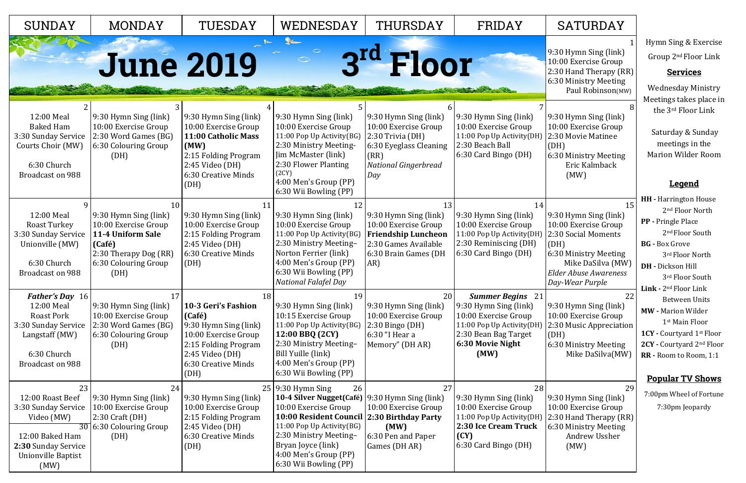# June 2019 3rd Floor

| SUNDAY | MONDAY | TUESDAY | WEDNESDAY | THURSDAY | FRIDAY | SATURDAY |
|---|---|---|---|---|---|---|
| | | | | | | 1<br>9:30 Hymn Sing (link)<br>10:00 Exercise Group<br>2:30 Hand Therapy (RR)<br>6:30 Ministry Meeting Paul Robinson(MW) |
| 2<br>12:00 Meal<br>Baked Ham<br>3:30 Sunday Service Courts Choir (MW)<br><br>6:30 Church Broadcast on 988 | 3<br>9:30 Hymn Sing (link)<br>10:00 Exercise Group<br>2:30 Word Games (BG)<br>6:30 Colouring Group (DH) | 4<br>9:30 Hymn Sing (link)<br>10:00 Exercise Group<br>**11:00 Catholic Mass (MW)**<br>2:15 Folding Program<br>2:45 Video (DH)<br>6:30 Creative Minds (DH) | 5<br>9:30 Hymn Sing (link)<br>10:00 Exercise Group<br>11:00 Pop Up Activity(BG)<br>2:30 Ministry Meeting- Jim McMaster (link)<br>2:30 Flower Planting (2CY)<br>4:00 Men's Group (PP)<br>6:30 Wii Bowling (PP) | 6<br>9:30 Hymn Sing (link)<br>10:00 Exercise Group<br>2:30 Trivia (DH)<br>6:30 Eyeglass Cleaning (RR)<br>*National Gingerbread Day* | 7<br>9:30 Hymn Sing (link)<br>10:00 Exercise Group<br>11:00 Pop Up Activity(DH)<br>2:30 Beach Ball<br>6:30 Card Bingo (DH) | 8<br>9:30 Hymn Sing (link)<br>10:00 Exercise Group<br>2:30 Movie Matinee (DH)<br>6:30 Ministry Meeting Eric Kalmback (MW) |
| 9<br>12:00 Meal<br>Roast Turkey<br>3:30 Sunday Service Unionville (MW)<br><br>6:30 Church Broadcast on 988 | 10<br>9:30 Hymn Sing (link)<br>10:00 Exercise Group<br>**11-4 Uniform Sale (Café)**<br>2:30 Therapy Dog (RR)<br>6:30 Colouring Group (DH) | 11<br>9:30 Hymn Sing (link)<br>10:00 Exercise Group<br>2:15 Folding Program<br>2:45 Video (DH)<br>6:30 Creative Minds (DH) | 12<br>9:30 Hymn Sing (link)<br>10:00 Exercise Group<br>11:00 Pop Up Activity(BG)<br>2:30 Ministry Meeting– Norton Ferrier (link)<br>4:00 Men's Group (PP)<br>6:30 Wii Bowling (PP)<br>*National Falafel Day* | 13<br>9:30 Hymn Sing (link)<br>10:00 Exercise Group<br>**Friendship Luncheon**<br>2:30 Games Available<br>6:30 Brain Games (DH AR) | 14<br>9:30 Hymn Sing (link)<br>10:00 Exercise Group<br>11:00 Pop Up Activity(DH)<br>2:30 Reminiscing (DH)<br>6:30 Card Bingo (DH) | 15<br>9:30 Hymn Sing (link)<br>10:00 Exercise Group<br>2:30 Social Moments (DH)<br>6:30 Ministry Meeting Mike DaSilva (MW)<br>*Elder Abuse Awareness Day-Wear Purple* |
| ***Father's Day*** 16<br>12:00 Meal<br>Roast Pork<br>3:30 Sunday Service Langstaff (MW)<br><br>6:30 Church Broadcast on 988 | 17<br>9:30 Hymn Sing (link)<br>10:00 Exercise Group<br>2:30 Word Games (BG)<br>6:30 Colouring Group (DH) | 18<br>**10-3 Geri's Fashion (Café)**<br>9:30 Hymn Sing (link)<br>10:00 Exercise Group<br>2:15 Folding Program<br>2:45 Video (DH)<br>6:30 Creative Minds (DH) | 19<br>9:30 Hymn Sing (link)<br>10:15 Exercise Group<br>11:00 Pop Up Activity(BG)<br>**12:00 BBQ (2CY)**<br>2:30 Ministry Meeting– Bill Yuille (link)<br>4:00 Men's Group (PP)<br>6:30 Wii Bowling (PP) | 20<br>9:30 Hymn Sing (link)<br>10:00 Exercise Group<br>2:30 Bingo (DH)<br>6:30 "I Hear a Memory" (DH AR) | ***Summer Begins*** 21<br>9:30 Hymn Sing (link)<br>10:00 Exercise Group<br>11:00 Pop Up Activity(DH)<br>2:30 Bean Bag Target<br>**6:30 Movie Night (MW)** | 22<br>9:30 Hymn Sing (link)<br>10:00 Exercise Group<br>2:30 Music Appreciation (DH)<br>6:30 Ministry Meeting Mike DaSilva(MW) |
| 23<br>12:00 Roast Beef<br>3:30 Sunday Service Video (MW)<br>30<br>12:00 Baked Ham<br>**2:30** Sunday Service Unionville Baptist (MW) | 24<br>9:30 Hymn Sing (link)<br>10:00 Exercise Group<br>2:30 Craft (DH)<br>6:30 Colouring Group (DH) | 25<br>9:30 Hymn Sing (link)<br>10:00 Exercise Group<br>2:15 Folding Program<br>2:45 Video (DH)<br>6:30 Creative Minds (DH) | 26<br>9:30 Hymn Sing<br>**10-4 Silver Nugget(Café)**<br>10:00 Exercise Group<br>**10:00 Resident Council**<br>11:00 Pop Up Activity(BG)<br>2:30 Ministry Meeting– Bryan Joyce (link)<br>4:00 Men's Group (PP)<br>6:30 Wii Bowling (PP) | 27<br>9:30 Hymn Sing (link)<br>10:00 Exercise Group<br>**2:30 Birthday Party (MW)**<br>6:30 Pen and Paper Games (DH AR) | 28<br>9:30 Hymn Sing (link)<br>10:00 Exercise Group<br>11:00 Pop Up Activity(DH)<br>**2:30 Ice Cream Truck (CY)**<br>6:30 Card Bingo (DH) | 29<br>9:30 Hymn Sing (link)<br>10:00 Exercise Group<br>2:30 Hand Therapy (RR)<br>6:30 Ministry Meeting Andrew Ussher (MW) |

Hymn Sing & Exercise Group 2nd Floor Link

## Services

Wednesday Ministry Meetings takes place in the 3rd Floor Link

Saturday & Sunday meetings in the Marion Wilder Room

## Legend

**HH -** Harrington House 2nd Floor North
**PP -** Pringle Place 2nd Floor South
**BG -** Box Grove 3rd Floor North
**DH -** Dickson Hill 3rd Floor South
**Link -** 2nd Floor Link Between Units
**MW -** Marion Wilder 1st Main Floor
**1CY -** Courtyard 1st Floor
**2CY -** Courtyard 2nd Floor
**RR -** Room to Room, 1:1

## Popular TV Shows

7:00pm Wheel of Fortune
7:30pm Jeopardy